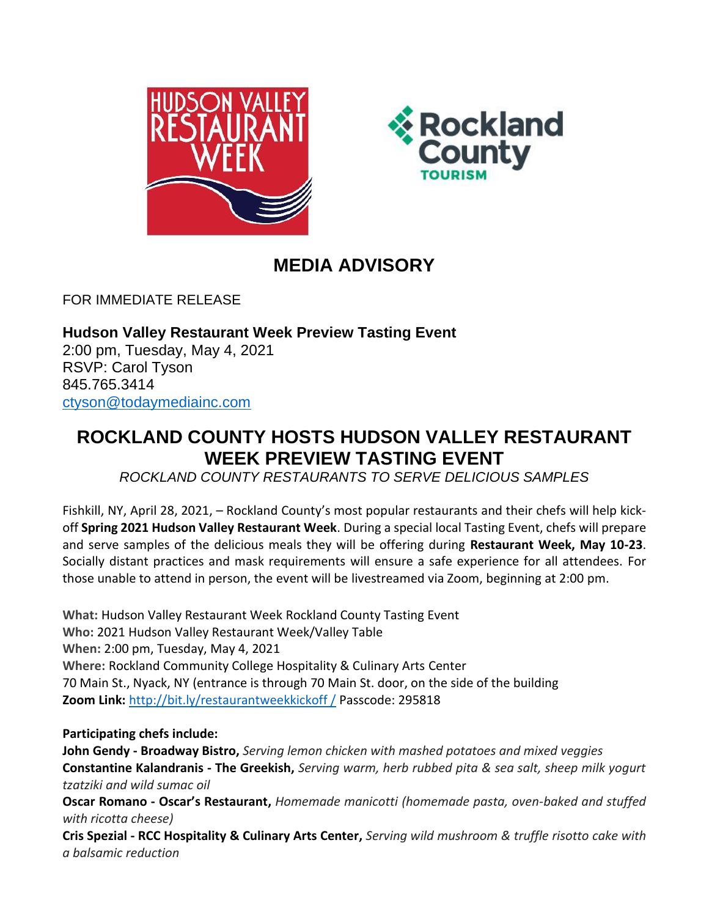# MEDIA ADVISORY

FOR IMMEDIATE RELEASE

**Hudson Valley Restaurant Week Preview Tasting Event**
2:00 pm, Tuesday, May 4, 2021
RSVP: Carol Tyson
845.765.3414
ctyson@todaymediainc.com

## ROCKLAND COUNTY HOSTS HUDSON VALLEY RESTAURANT WEEK PREVIEW TASTING EVENT

*ROCKLAND COUNTY RESTAURANTS TO SERVE DELICIOUS SAMPLES*

Fishkill, NY, April 28, 2021, – Rockland County's most popular restaurants and their chefs will help kick-off **Spring 2021 Hudson Valley Restaurant Week**. During a special local Tasting Event, chefs will prepare and serve samples of the delicious meals they will be offering during **Restaurant Week, May 10-23**. Socially distant practices and mask requirements will ensure a safe experience for all attendees. For those unable to attend in person, the event will be livestreamed via Zoom, beginning at 2:00 pm.

**What:** Hudson Valley Restaurant Week Rockland County Tasting Event
**Who:** 2021 Hudson Valley Restaurant Week/Valley Table
**When:** 2:00 pm, Tuesday, May 4, 2021
**Where:** Rockland Community College Hospitality & Culinary Arts Center
70 Main St., Nyack, NY (entrance is through 70 Main St. door, on the side of the building
**Zoom Link:** http://bit.ly/restaurantweekkickoff / Passcode: 295818

**Participating chefs include:**
**John Gendy - Broadway Bistro,** *Serving lemon chicken with mashed potatoes and mixed veggies*
**Constantine Kalandranis - The Greekish,** *Serving warm, herb rubbed pita & sea salt, sheep milk yogurt tzatziki and wild sumac oil*
**Oscar Romano - Oscar's Restaurant,** *Homemade manicotti (homemade pasta, oven-baked and stuffed with ricotta cheese)*
**Cris Spezial - RCC Hospitality & Culinary Arts Center,** *Serving wild mushroom & truffle risotto cake with a balsamic reduction*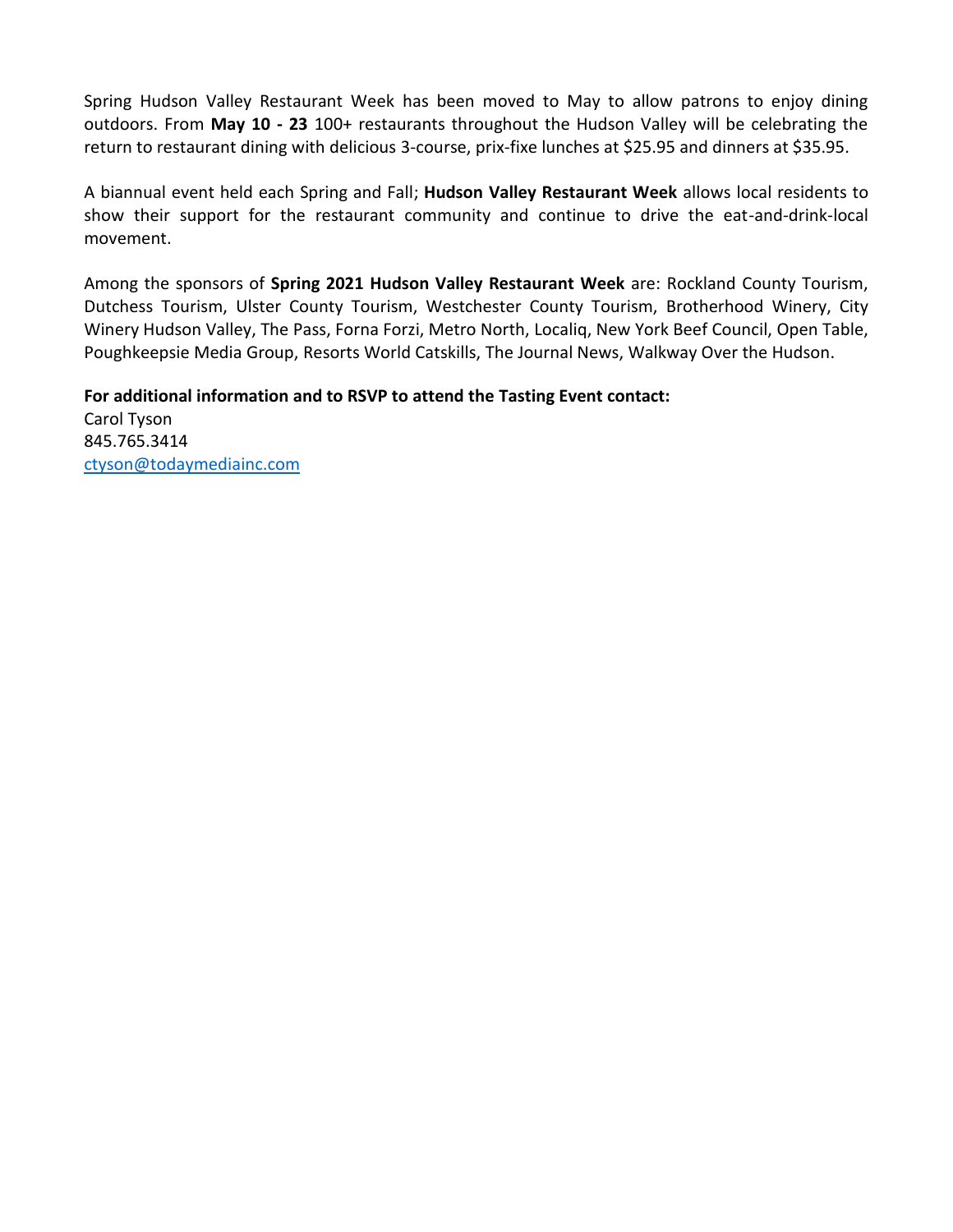Spring Hudson Valley Restaurant Week has been moved to May to allow patrons to enjoy dining outdoors. From **May 10 - 23** 100+ restaurants throughout the Hudson Valley will be celebrating the return to restaurant dining with delicious 3-course, prix-fixe lunches at $25.95 and dinners at $35.95.

A biannual event held each Spring and Fall; **Hudson Valley Restaurant Week** allows local residents to show their support for the restaurant community and continue to drive the eat-and-drink-local movement.

Among the sponsors of **Spring 2021 Hudson Valley Restaurant Week** are: Rockland County Tourism, Dutchess Tourism, Ulster County Tourism, Westchester County Tourism, Brotherhood Winery, City Winery Hudson Valley, The Pass, Forna Forzi, Metro North, Localiq, New York Beef Council, Open Table, Poughkeepsie Media Group, Resorts World Catskills, The Journal News, Walkway Over the Hudson.

**For additional information and to RSVP to attend the Tasting Event contact:**
Carol Tyson
845.765.3414
ctyson@todaymediainc.com